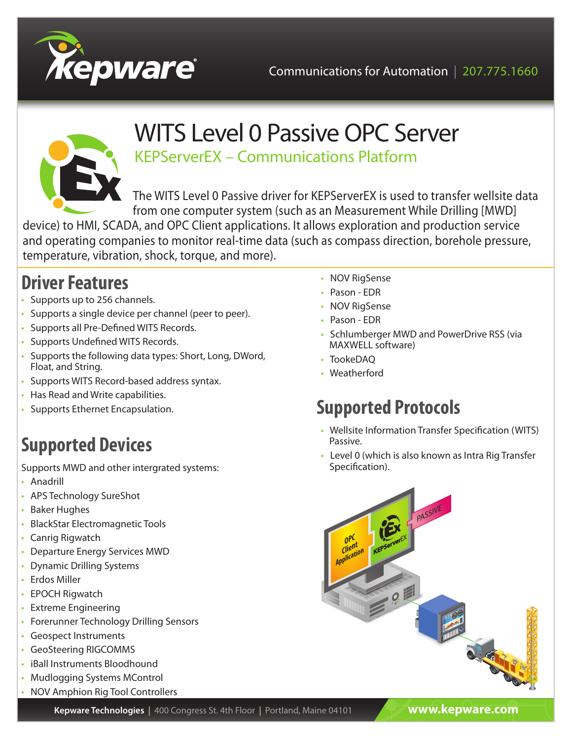# WITS Level 0 Passive OPC Server

## KEPServerEX – Communications Platform

The WITS Level 0 Passive driver for KEPServerEX is used to transfer wellsite data from one computer system (such as an Measurement While Drilling [MWD] device) to HMI, SCADA, and OPC Client applications. It allows exploration and production service and operating companies to monitor real-time data (such as compass direction, borehole pressure, temperature, vibration, shock, torque, and more).

## Driver Features

- Supports up to 256 channels.
- Supports a single device per channel (peer to peer).
- Supports all Pre-Defined WITS Records.
- Supports Undefined WITS Records.
- Supports the following data types: Short, Long, DWord, Float, and String.
- Supports WITS Record-based address syntax.
- Has Read and Write capabilities.
- Supports Ethernet Encapsulation.

## Supported Devices

Supports MWD and other intergrated systems:

- Anadrill
- APS Technology SureShot
- Baker Hughes
- BlackStar Electromagnetic Tools
- Canrig Rigwatch
- Departure Energy Services MWD
- Dynamic Drilling Systems
- Erdos Miller
- EPOCH Rigwatch
- Extreme Engineering
- Forerunner Technology Drilling Sensors
- Geospect Instruments
- GeoSteering RIGCOMMS
- iBall Instruments Bloodhound
- Mudlogging Systems MControl
- NOV Amphion Rig Tool Controllers
- NOV RigSense
- Pason - EDR
- NOV RigSense
- Pason - EDR
- Schlumberger MWD and PowerDrive RSS (via MAXWELL software)
- TookeDAQ
- Weatherford

## Supported Protocols

- Wellsite Information Transfer Specification (WITS) Passive.
- Level 0 (which is also known as Intra Rig Transfer Specification).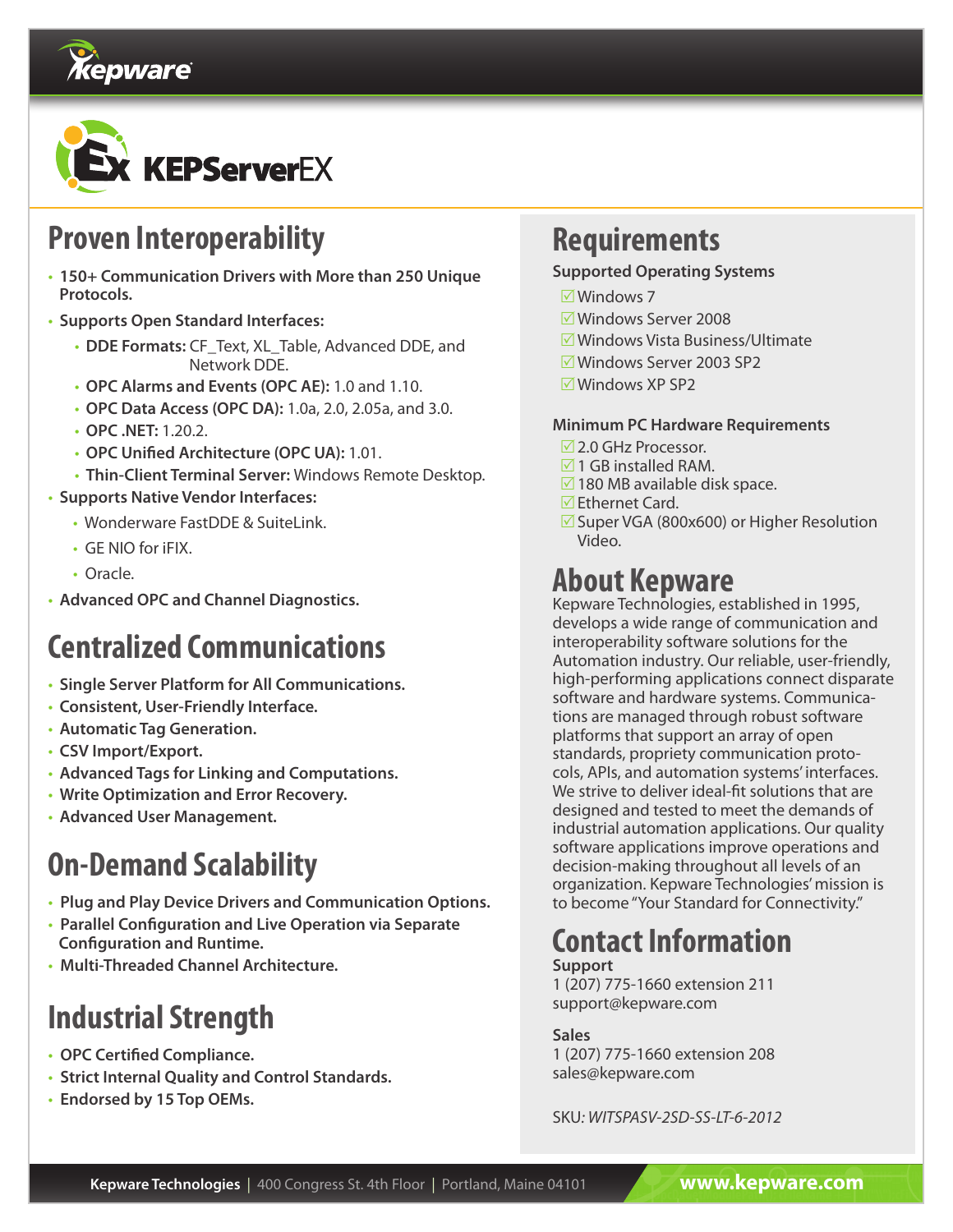# KEPServerEX

## Proven Interoperability

- **150+ Communication Drivers with More than 250 Unique Protocols.**
- **Supports Open Standard Interfaces:**
  - **DDE Formats:** CF_Text, XL_Table, Advanced DDE, and Network DDE.
  - **OPC Alarms and Events (OPC AE):** 1.0 and 1.10.
  - **OPC Data Access (OPC DA):** 1.0a, 2.0, 2.05a, and 3.0.
  - **OPC .NET:** 1.20.2.
  - **OPC Unified Architecture (OPC UA):** 1.01.
  - **Thin-Client Terminal Server:** Windows Remote Desktop.
- **Supports Native Vendor Interfaces:**
  - Wonderware FastDDE & SuiteLink.
  - GE NIO for iFIX.
  - Oracle.
- **Advanced OPC and Channel Diagnostics.**

## Centralized Communications

- **Single Server Platform for All Communications.**
- **Consistent, User-Friendly Interface.**
- **Automatic Tag Generation.**
- **CSV Import/Export.**
- **Advanced Tags for Linking and Computations.**
- **Write Optimization and Error Recovery.**
- **Advanced User Management.**

## On-Demand Scalability

- **Plug and Play Device Drivers and Communication Options.**
- **Parallel Configuration and Live Operation via Separate Configuration and Runtime.**
- **Multi-Threaded Channel Architecture.**

## Industrial Strength

- **OPC Certified Compliance.**
- **Strict Internal Quality and Control Standards.**
- **Endorsed by 15 Top OEMs.**

## Requirements

**Supported Operating Systems**

- ☑ Windows 7
- ☑ Windows Server 2008
- ☑ Windows Vista Business/Ultimate
- ☑ Windows Server 2003 SP2
- ☑ Windows XP SP2

**Minimum PC Hardware Requirements**

- ☑ 2.0 GHz Processor.
- ☑ 1 GB installed RAM.
- ☑ 180 MB available disk space.
- ☑ Ethernet Card.
- ☑ Super VGA (800x600) or Higher Resolution Video.

## About Kepware

Kepware Technologies, established in 1995, develops a wide range of communication and interoperability software solutions for the Automation industry. Our reliable, user-friendly, high-performing applications connect disparate software and hardware systems. Communications are managed through robust software platforms that support an array of open standards, propriety communication protocols, APIs, and automation systems' interfaces. We strive to deliver ideal-fit solutions that are designed and tested to meet the demands of industrial automation applications. Our quality software applications improve operations and decision-making throughout all levels of an organization. Kepware Technologies' mission is to become "Your Standard for Connectivity."

## Contact Information

**Support**
1 (207) 775-1660 extension 211
support@kepware.com

**Sales**
1 (207) 775-1660 extension 208
sales@kepware.com

SKU: *WITSPASV-2SD-SS-LT-6-2012*

**Kepware Technologies** | 400 Congress St. 4th Floor | Portland, Maine 04101 **www.kepware.com**